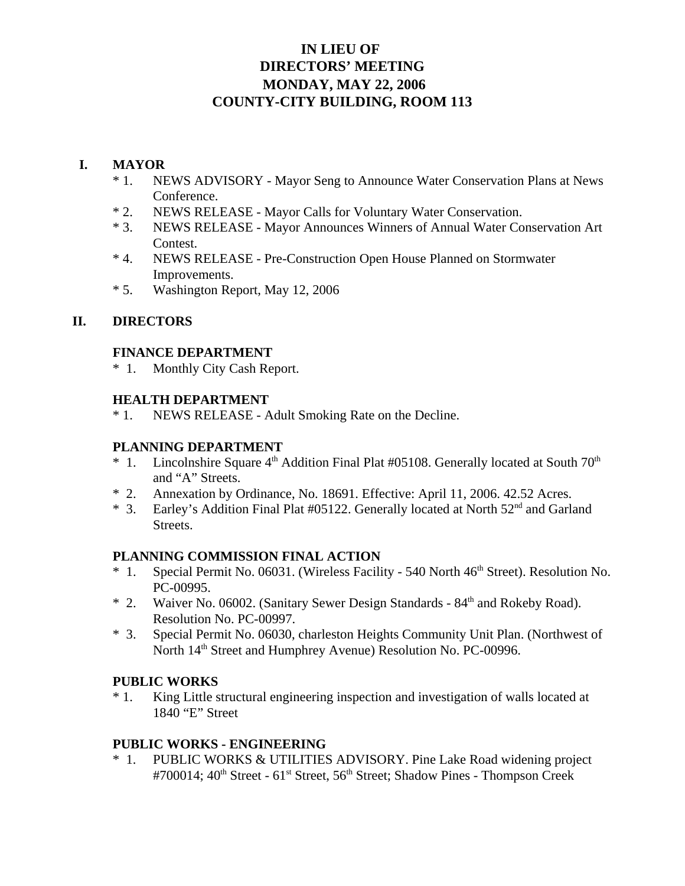# IN LIEU OF
# DIRECTORS' MEETING
# MONDAY, MAY 22, 2006
# COUNTY-CITY BUILDING, ROOM 113

## I. MAYOR

* 1. NEWS ADVISORY - Mayor Seng to Announce Water Conservation Plans at News Conference.
* 2. NEWS RELEASE - Mayor Calls for Voluntary Water Conservation.
* 3. NEWS RELEASE - Mayor Announces Winners of Annual Water Conservation Art Contest.
* 4. NEWS RELEASE - Pre-Construction Open House Planned on Stormwater Improvements.
* 5. Washington Report, May 12, 2006

## II. DIRECTORS

### FINANCE DEPARTMENT

* 1. Monthly City Cash Report.

### HEALTH DEPARTMENT

* 1. NEWS RELEASE - Adult Smoking Rate on the Decline.

### PLANNING DEPARTMENT

* 1. Lincolnshire Square 4th Addition Final Plat #05108. Generally located at South 70th and "A" Streets.
* 2. Annexation by Ordinance, No. 18691. Effective: April 11, 2006. 42.52 Acres.
* 3. Earley's Addition Final Plat #05122. Generally located at North 52nd and Garland Streets.

### PLANNING COMMISSION FINAL ACTION

* 1. Special Permit No. 06031. (Wireless Facility - 540 North 46th Street). Resolution No. PC-00995.
* 2. Waiver No. 06002. (Sanitary Sewer Design Standards - 84th and Rokeby Road). Resolution No. PC-00997.
* 3. Special Permit No. 06030, charleston Heights Community Unit Plan. (Northwest of North 14th Street and Humphrey Avenue) Resolution No. PC-00996.

### PUBLIC WORKS

* 1. King Little structural engineering inspection and investigation of walls located at 1840 "E" Street

### PUBLIC WORKS - ENGINEERING

* 1. PUBLIC WORKS & UTILITIES ADVISORY. Pine Lake Road widening project #700014; 40th Street - 61st Street, 56th Street; Shadow Pines - Thompson Creek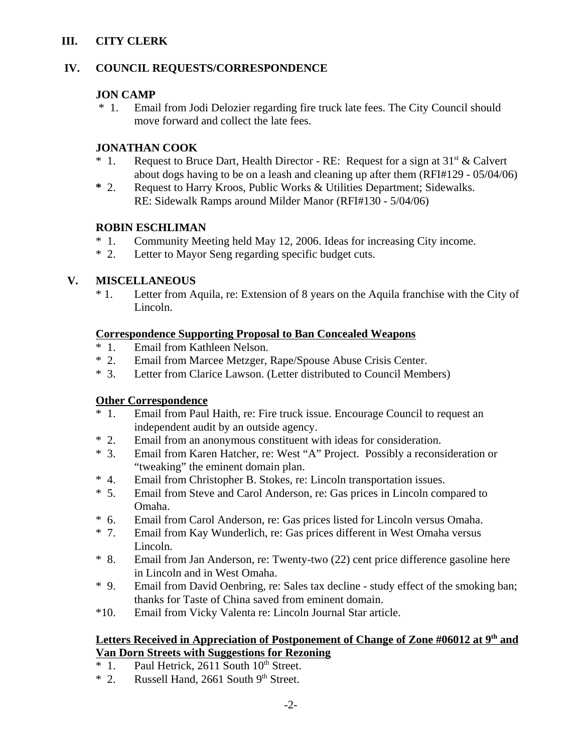## III. CITY CLERK

## IV. COUNCIL REQUESTS/CORRESPONDENCE

### JON CAMP

\* 1. Email from Jodi Delozier regarding fire truck late fees. The City Council should move forward and collect the late fees.

### JONATHAN COOK

\* 1. Request to Bruce Dart, Health Director - RE: Request for a sign at 31st & Calvert about dogs having to be on a leash and cleaning up after them (RFI#129 - 05/04/06)

**\*** 2. Request to Harry Kroos, Public Works & Utilities Department; Sidewalks. RE: Sidewalk Ramps around Milder Manor (RFI#130 - 5/04/06)

### ROBIN ESCHLIMAN

\* 1. Community Meeting held May 12, 2006. Ideas for increasing City income.

\* 2. Letter to Mayor Seng regarding specific budget cuts.

## V. MISCELLANEOUS

\* 1. Letter from Aquila, re: Extension of 8 years on the Aquila franchise with the City of Lincoln.

**<u>Correspondence Supporting Proposal to Ban Concealed Weapons</u>**

\* 1. Email from Kathleen Nelson.

\* 2. Email from Marcee Metzger, Rape/Spouse Abuse Crisis Center.

\* 3. Letter from Clarice Lawson. (Letter distributed to Council Members)

**<u>Other Correspondence</u>**

\* 1. Email from Paul Haith, re: Fire truck issue. Encourage Council to request an independent audit by an outside agency.

\* 2. Email from an anonymous constituent with ideas for consideration.

\* 3. Email from Karen Hatcher, re: West "A" Project. Possibly a reconsideration or "tweaking" the eminent domain plan.

\* 4. Email from Christopher B. Stokes, re: Lincoln transportation issues.

\* 5. Email from Steve and Carol Anderson, re: Gas prices in Lincoln compared to Omaha.

\* 6. Email from Carol Anderson, re: Gas prices listed for Lincoln versus Omaha.

\* 7. Email from Kay Wunderlich, re: Gas prices different in West Omaha versus Lincoln.

\* 8. Email from Jan Anderson, re: Twenty-two (22) cent price difference gasoline here in Lincoln and in West Omaha.

\* 9. Email from David Oenbring, re: Sales tax decline - study effect of the smoking ban; thanks for Taste of China saved from eminent domain.

\*10. Email from Vicky Valenta re: Lincoln Journal Star article.

**<u>Letters Received in Appreciation of Postponement of Change of Zone #06012 at 9th and Van Dorn Streets with Suggestions for Rezoning</u>**

\* 1. Paul Hetrick, 2611 South 10th Street.

\* 2. Russell Hand, 2661 South 9th Street.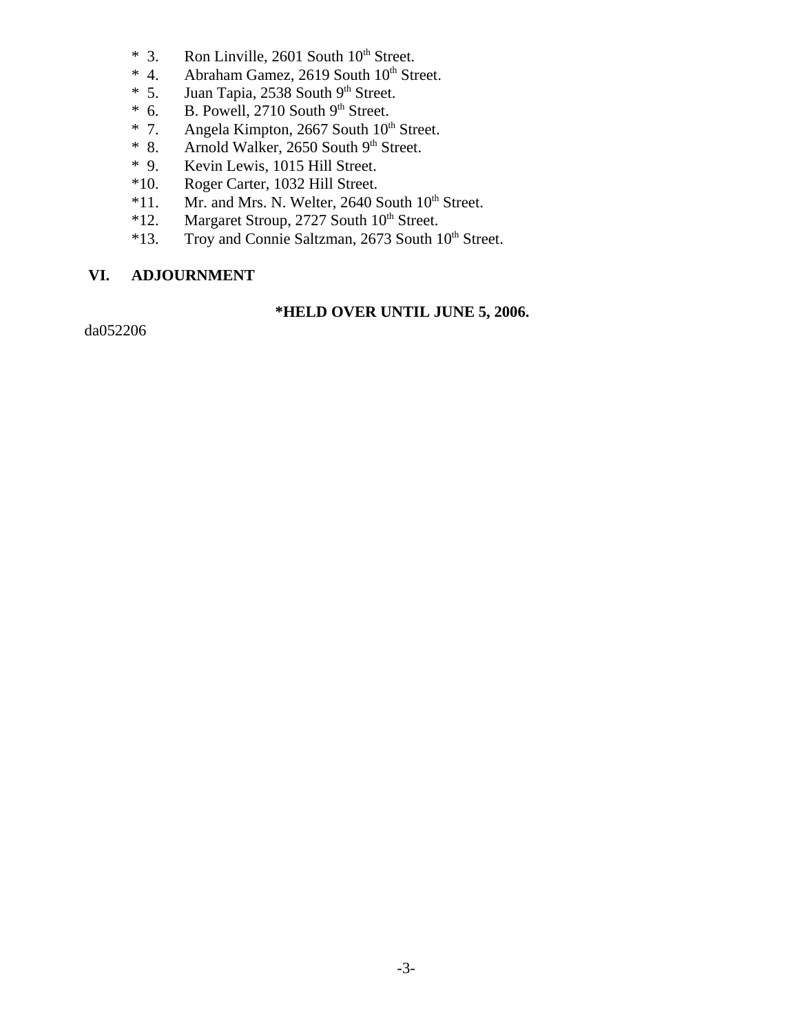\* 3. Ron Linville, 2601 South 10th Street.
\* 4. Abraham Gamez, 2619 South 10th Street.
\* 5. Juan Tapia, 2538 South 9th Street.
\* 6. B. Powell, 2710 South 9th Street.
\* 7. Angela Kimpton, 2667 South 10th Street.
\* 8. Arnold Walker, 2650 South 9th Street.
\* 9. Kevin Lewis, 1015 Hill Street.
\*10. Roger Carter, 1032 Hill Street.
\*11. Mr. and Mrs. N. Welter, 2640 South 10th Street.
\*12. Margaret Stroup, 2727 South 10th Street.
\*13. Troy and Connie Saltzman, 2673 South 10th Street.

## VI. ADJOURNMENT

**\*HELD OVER UNTIL JUNE 5, 2006.**

da052206